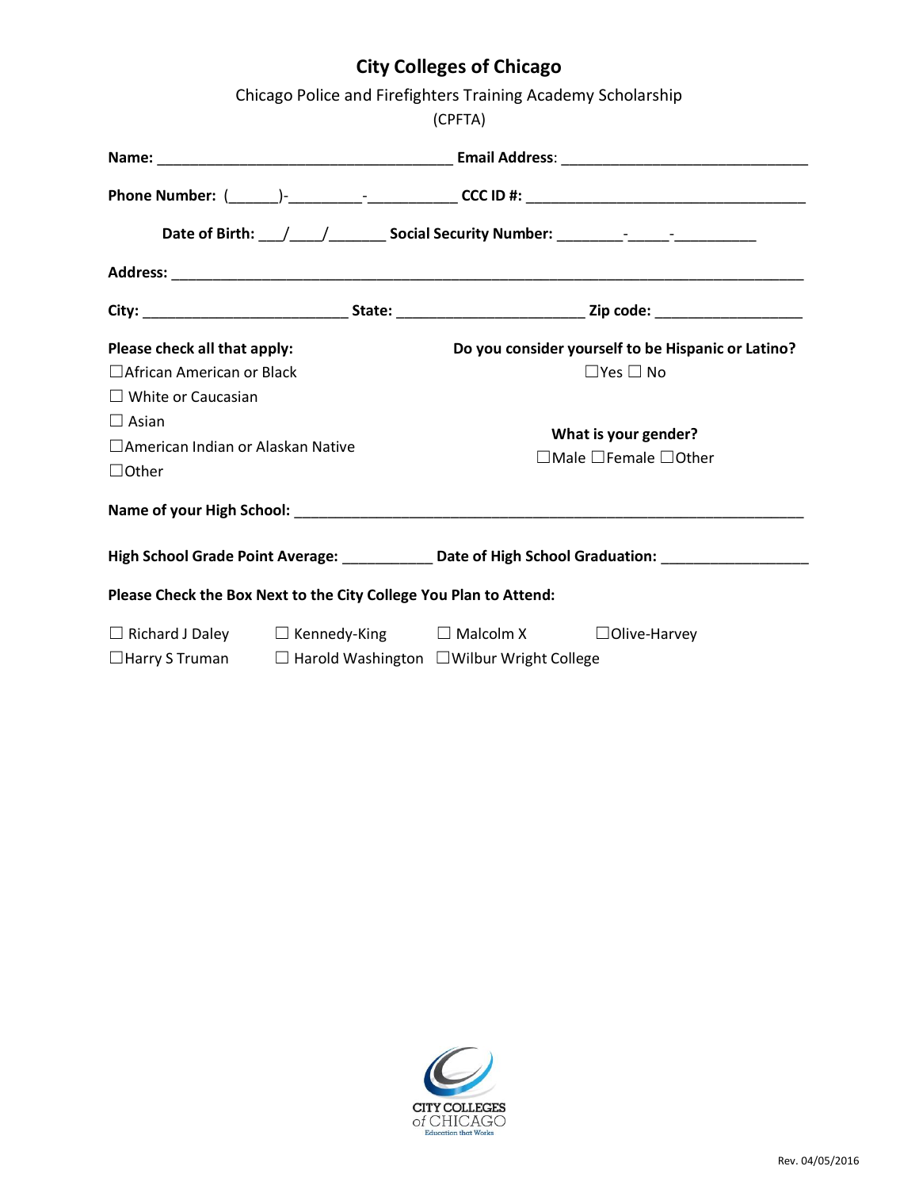# City Colleges of Chicago

Chicago Police and Firefighters Training Academy Scholarship

(CPFTA)

**Name:** ____________________________________ **Email Address**: _____________________________

**Phone Number:** (______)-_________-___________ **CCC ID #:** __________________________________

**Date of Birth:** ___/____/_______ **Social Security Number:** ________-_____-__________

**Address:** ______________________________________________________________________________

**City:** _________________________ **State:** _______________________ **Zip code:** _________________

**Please check all that apply:**

☐African American or Black

☐ White or Caucasian

☐ Asian

☐American Indian or Alaskan Native

☐Other

**Do you consider yourself to be Hispanic or Latino?**

☐Yes ☐ No

**What is your gender?**

☐Male ☐Female ☐Other

**Name of your High School:** ______________________________________________________________

**High School Grade Point Average:** ___________ **Date of High School Graduation:** __________________

**Please Check the Box Next to the City College You Plan to Attend:**

☐ Richard J Daley ☐ Kennedy-King ☐ Malcolm X ☐Olive-Harvey

☐Harry S Truman ☐ Harold Washington ☐Wilbur Wright College

CITY COLLEGES of CHICAGO

Education that Works

Rev. 04/05/2016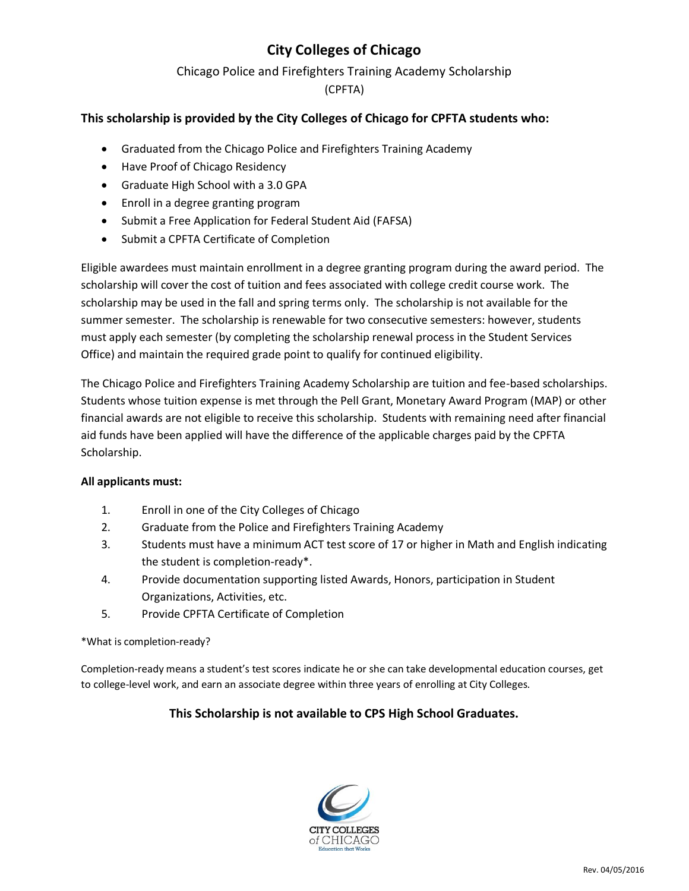# City Colleges of Chicago

Chicago Police and Firefighters Training Academy Scholarship

(CPFTA)

### This scholarship is provided by the City Colleges of Chicago for CPFTA students who:

- Graduated from the Chicago Police and Firefighters Training Academy
- Have Proof of Chicago Residency
- Graduate High School with a 3.0 GPA
- Enroll in a degree granting program
- Submit a Free Application for Federal Student Aid (FAFSA)
- Submit a CPFTA Certificate of Completion

Eligible awardees must maintain enrollment in a degree granting program during the award period. The scholarship will cover the cost of tuition and fees associated with college credit course work. The scholarship may be used in the fall and spring terms only. The scholarship is not available for the summer semester. The scholarship is renewable for two consecutive semesters: however, students must apply each semester (by completing the scholarship renewal process in the Student Services Office) and maintain the required grade point to qualify for continued eligibility.

The Chicago Police and Firefighters Training Academy Scholarship are tuition and fee-based scholarships. Students whose tuition expense is met through the Pell Grant, Monetary Award Program (MAP) or other financial awards are not eligible to receive this scholarship. Students with remaining need after financial aid funds have been applied will have the difference of the applicable charges paid by the CPFTA Scholarship.

**All applicants must:**

1. Enroll in one of the City Colleges of Chicago
2. Graduate from the Police and Firefighters Training Academy
3. Students must have a minimum ACT test score of 17 or higher in Math and English indicating the student is completion-ready*.
4. Provide documentation supporting listed Awards, Honors, participation in Student Organizations, Activities, etc.
5. Provide CPFTA Certificate of Completion

*What is completion-ready?

Completion-ready means a student's test scores indicate he or she can take developmental education courses, get to college-level work, and earn an associate degree within three years of enrolling at City Colleges.

**This Scholarship is not available to CPS High School Graduates.**

CITY COLLEGES of CHICAGO
Education that Works

Rev. 04/05/2016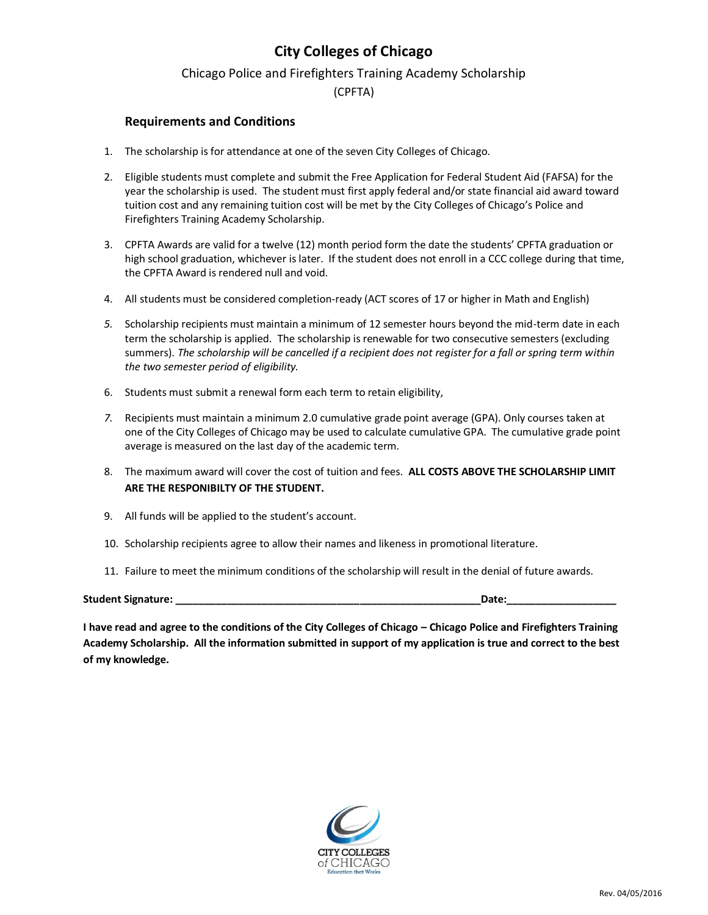# City Colleges of Chicago

Chicago Police and Firefighters Training Academy Scholarship

(CPFTA)

## Requirements and Conditions

1. The scholarship is for attendance at one of the seven City Colleges of Chicago.
2. Eligible students must complete and submit the Free Application for Federal Student Aid (FAFSA) for the year the scholarship is used. The student must first apply federal and/or state financial aid award toward tuition cost and any remaining tuition cost will be met by the City Colleges of Chicago's Police and Firefighters Training Academy Scholarship.
3. CPFTA Awards are valid for a twelve (12) month period form the date the students' CPFTA graduation or high school graduation, whichever is later. If the student does not enroll in a CCC college during that time, the CPFTA Award is rendered null and void.
4. All students must be considered completion-ready (ACT scores of 17 or higher in Math and English)
5. Scholarship recipients must maintain a minimum of 12 semester hours beyond the mid-term date in each term the scholarship is applied. The scholarship is renewable for two consecutive semesters (excluding summers). *The scholarship will be cancelled if a recipient does not register for a fall or spring term within the two semester period of eligibility.*
6. Students must submit a renewal form each term to retain eligibility,
7. Recipients must maintain a minimum 2.0 cumulative grade point average (GPA). Only courses taken at one of the City Colleges of Chicago may be used to calculate cumulative GPA. The cumulative grade point average is measured on the last day of the academic term.
8. The maximum award will cover the cost of tuition and fees. **ALL COSTS ABOVE THE SCHOLARSHIP LIMIT ARE THE RESPONIBILTY OF THE STUDENT.**
9. All funds will be applied to the student's account.
10. Scholarship recipients agree to allow their names and likeness in promotional literature.
11. Failure to meet the minimum conditions of the scholarship will result in the denial of future awards.

**Student Signature:** \_\_\_\_\_\_\_\_\_\_\_\_\_\_\_\_\_\_\_\_\_\_\_\_\_\_\_\_\_\_\_\_\_\_\_\_\_\_\_\_\_\_\_\_\_\_\_\_\_\_\_ **Date:** \_\_\_\_\_\_\_\_\_\_\_\_\_\_\_\_\_\_\_

**I have read and agree to the conditions of the City Colleges of Chicago – Chicago Police and Firefighters Training Academy Scholarship. All the information submitted in support of my application is true and correct to the best of my knowledge.**

CITY COLLEGES of CHICAGO

Education that Works

Rev. 04/05/2016